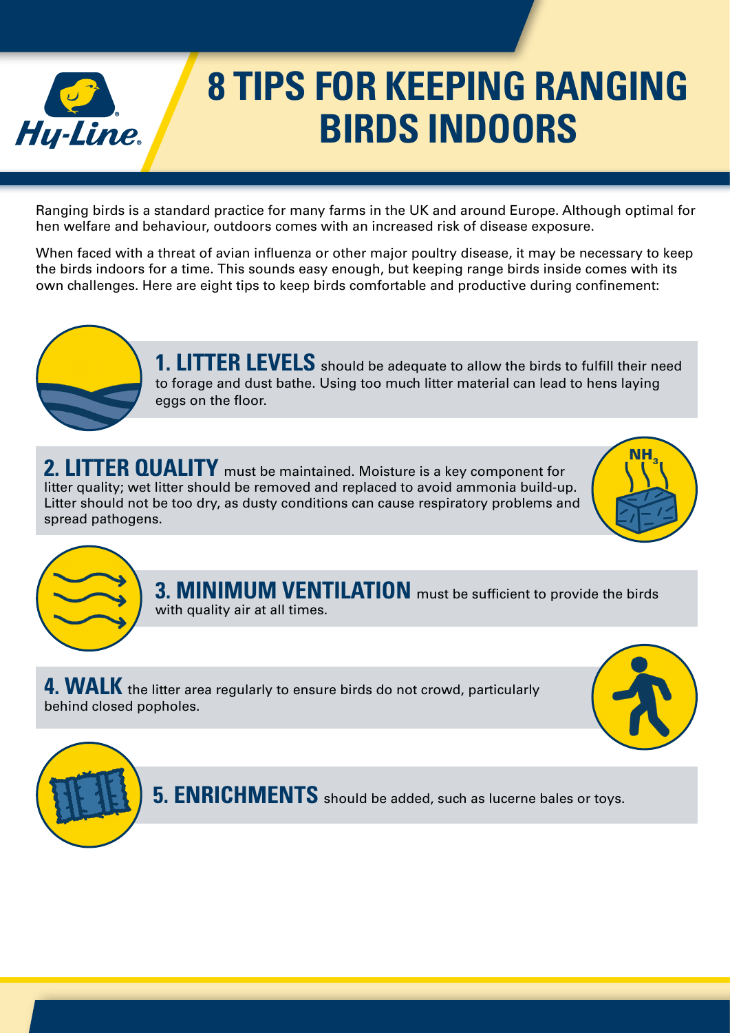# 8 TIPS FOR KEEPING RANGING BIRDS INDOORS

Ranging birds is a standard practice for many farms in the UK and around Europe. Although optimal for hen welfare and behaviour, outdoors comes with an increased risk of disease exposure.

When faced with a threat of avian influenza or other major poultry disease, it may be necessary to keep the birds indoors for a time. This sounds easy enough, but keeping range birds inside comes with its own challenges. Here are eight tips to keep birds comfortable and productive during confinement:

**1. LITTER LEVELS** should be adequate to allow the birds to fulfill their need to forage and dust bathe. Using too much litter material can lead to hens laying eggs on the floor.

**2. LITTER QUALITY** must be maintained. Moisture is a key component for litter quality; wet litter should be removed and replaced to avoid ammonia build-up. Litter should not be too dry, as dusty conditions can cause respiratory problems and spread pathogens.

**3. MINIMUM VENTILATION** must be sufficient to provide the birds with quality air at all times.

**4. WALK** the litter area regularly to ensure birds do not crowd, particularly behind closed popholes.

**5. ENRICHMENTS** should be added, such as lucerne bales or toys.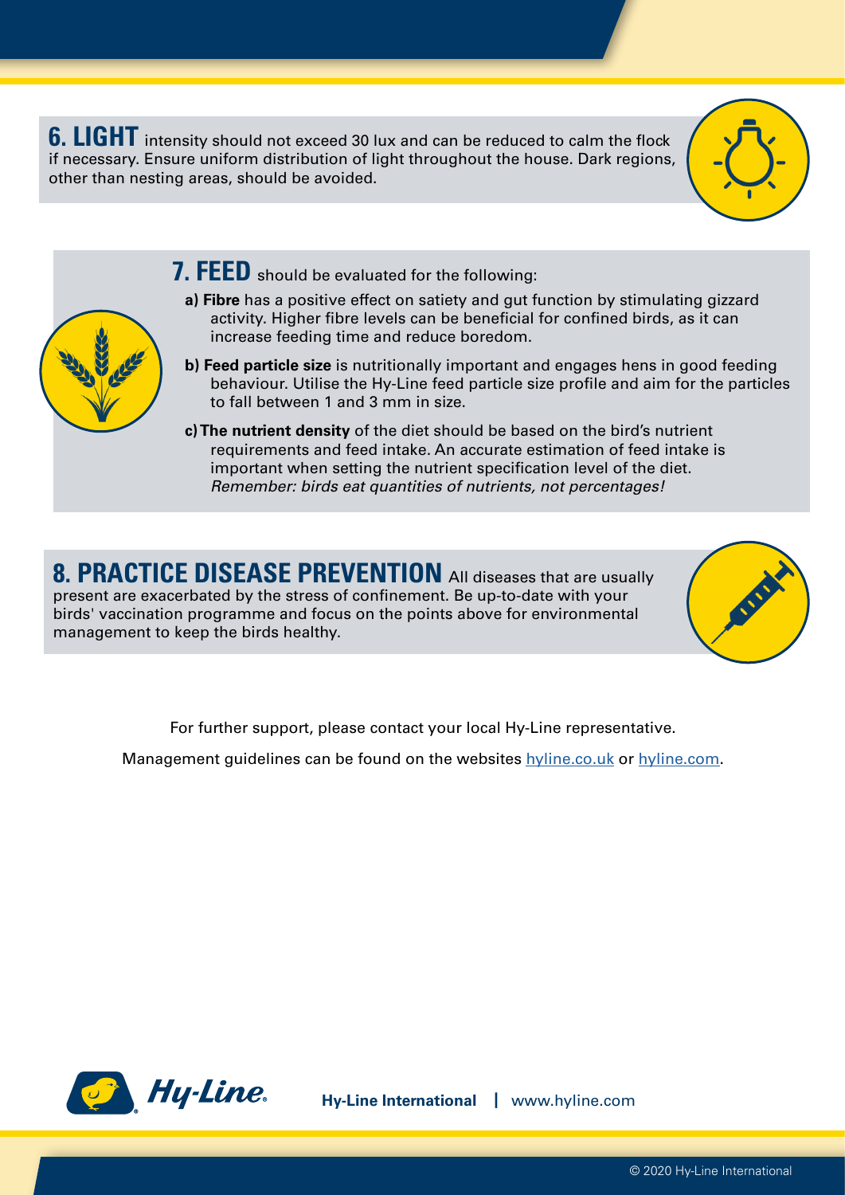**6. LIGHT** intensity should not exceed 30 lux and can be reduced to calm the flock if necessary. Ensure uniform distribution of light throughout the house. Dark regions, other than nesting areas, should be avoided.

**7. FEED** should be evaluated for the following:

a) **Fibre** has a positive effect on satiety and gut function by stimulating gizzard activity. Higher fibre levels can be beneficial for confined birds, as it can increase feeding time and reduce boredom.

b) **Feed particle size** is nutritionally important and engages hens in good feeding behaviour. Utilise the Hy-Line feed particle size profile and aim for the particles to fall between 1 and 3 mm in size.

c) **The nutrient density** of the diet should be based on the bird's nutrient requirements and feed intake. An accurate estimation of feed intake is important when setting the nutrient specification level of the diet. *Remember: birds eat quantities of nutrients, not percentages!*

**8. PRACTICE DISEASE PREVENTION** All diseases that are usually present are exacerbated by the stress of confinement. Be up-to-date with your birds' vaccination programme and focus on the points above for environmental management to keep the birds healthy.

For further support, please contact your local Hy-Line representative.

Management guidelines can be found on the websites hyline.co.uk or hyline.com.

**Hy-Line International** | www.hyline.com

© 2020 Hy-Line International